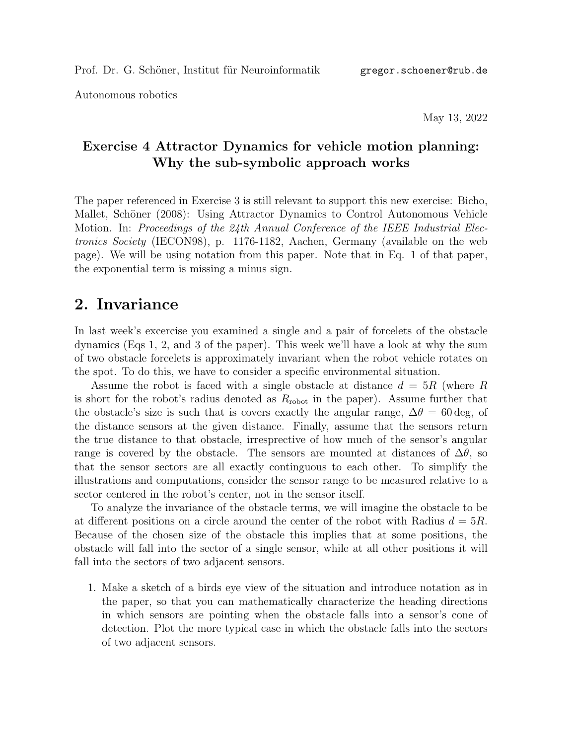Prof. Dr. G. Schöner, Institut für Neuroinformatik gregor.schoener@rub.de

Autonomous robotics

May 13, 2022

### Exercise 4 Attractor Dynamics for vehicle motion planning: Why the sub-symbolic approach works

The paper referenced in Exercise 3 is still relevant to support this new exercise: Bicho, Mallet, Schöner (2008): Using Attractor Dynamics to Control Autonomous Vehicle Motion. In: *Proceedings of the 24th Annual Conference of the IEEE Industrial Electronics Society* (IECON98), p. 1176-1182, Aachen, Germany (available on the web page). We will be using notation from this paper. Note that in Eq. 1 of that paper, the exponential term is missing a minus sign.

## 2. Invariance

In last week's excercise you examined a single and a pair of forcelets of the obstacle dynamics (Eqs 1, 2, and 3 of the paper). This week we'll have a look at why the sum of two obstacle forcelets is approximately invariant when the robot vehicle rotates on the spot. To do this, we have to consider a specific environmental situation.

Assume the robot is faced with a single obstacle at distance $d = 5R$ (where $R$ is short for the robot's radius denoted as $R_{\text{robot}}$ in the paper). Assume further that the obstacle's size is such that is covers exactly the angular range, $\Delta\theta = 60\,\text{deg}$, of the distance sensors at the given distance. Finally, assume that the sensors return the true distance to that obstacle, irrespective of how much of the sensor's angular range is covered by the obstacle. The sensors are mounted at distances of $\Delta\theta$, so that the sensor sectors are all exactly continguous to each other. To simplify the illustrations and computations, consider the sensor range to be measured relative to a sector centered in the robot's center, not in the sensor itself.

To analyze the invariance of the obstacle terms, we will imagine the obstacle to be at different positions on a circle around the center of the robot with Radius $d = 5R$. Because of the chosen size of the obstacle this implies that at some positions, the obstacle will fall into the sector of a single sensor, while at all other positions it will fall into the sectors of two adjacent sensors.

1. Make a sketch of a birds eye view of the situation and introduce notation as in the paper, so that you can mathematically characterize the heading directions in which sensors are pointing when the obstacle falls into a sensor's cone of detection. Plot the more typical case in which the obstacle falls into the sectors of two adjacent sensors.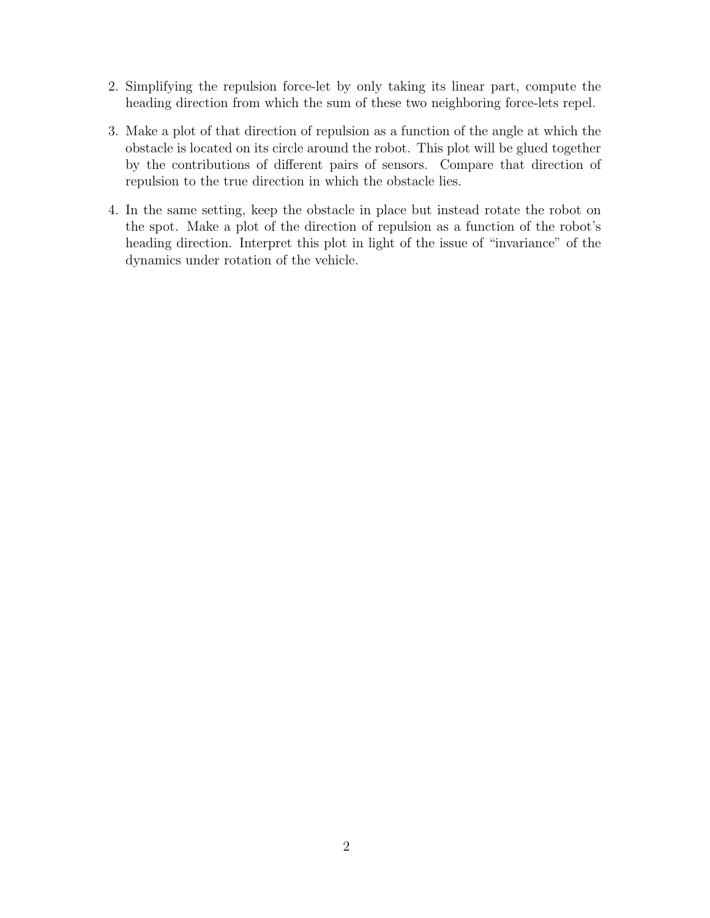2. Simplifying the repulsion force-let by only taking its linear part, compute the heading direction from which the sum of these two neighboring force-lets repel.

3. Make a plot of that direction of repulsion as a function of the angle at which the obstacle is located on its circle around the robot. This plot will be glued together by the contributions of different pairs of sensors. Compare that direction of repulsion to the true direction in which the obstacle lies.

4. In the same setting, keep the obstacle in place but instead rotate the robot on the spot. Make a plot of the direction of repulsion as a function of the robot's heading direction. Interpret this plot in light of the issue of "invariance" of the dynamics under rotation of the vehicle.